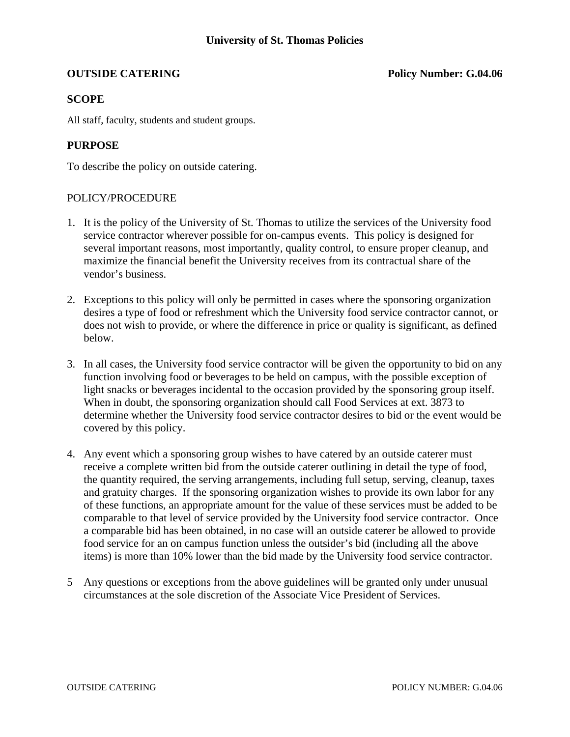# University of St. Thomas Policies

**OUTSIDE CATERING** **Policy Number: G.04.06**

## SCOPE

All staff, faculty, students and student groups.

## PURPOSE

To describe the policy on outside catering.

POLICY/PROCEDURE

1. It is the policy of the University of St. Thomas to utilize the services of the University food service contractor wherever possible for on-campus events. This policy is designed for several important reasons, most importantly, quality control, to ensure proper cleanup, and maximize the financial benefit the University receives from its contractual share of the vendor's business.

2. Exceptions to this policy will only be permitted in cases where the sponsoring organization desires a type of food or refreshment which the University food service contractor cannot, or does not wish to provide, or where the difference in price or quality is significant, as defined below.

3. In all cases, the University food service contractor will be given the opportunity to bid on any function involving food or beverages to be held on campus, with the possible exception of light snacks or beverages incidental to the occasion provided by the sponsoring group itself. When in doubt, the sponsoring organization should call Food Services at ext. 3873 to determine whether the University food service contractor desires to bid or the event would be covered by this policy.

4. Any event which a sponsoring group wishes to have catered by an outside caterer must receive a complete written bid from the outside caterer outlining in detail the type of food, the quantity required, the serving arrangements, including full setup, serving, cleanup, taxes and gratuity charges. If the sponsoring organization wishes to provide its own labor for any of these functions, an appropriate amount for the value of these services must be added to be comparable to that level of service provided by the University food service contractor. Once a comparable bid has been obtained, in no case will an outside caterer be allowed to provide food service for an on campus function unless the outsider's bid (including all the above items) is more than 10% lower than the bid made by the University food service contractor.

5 Any questions or exceptions from the above guidelines will be granted only under unusual circumstances at the sole discretion of the Associate Vice President of Services.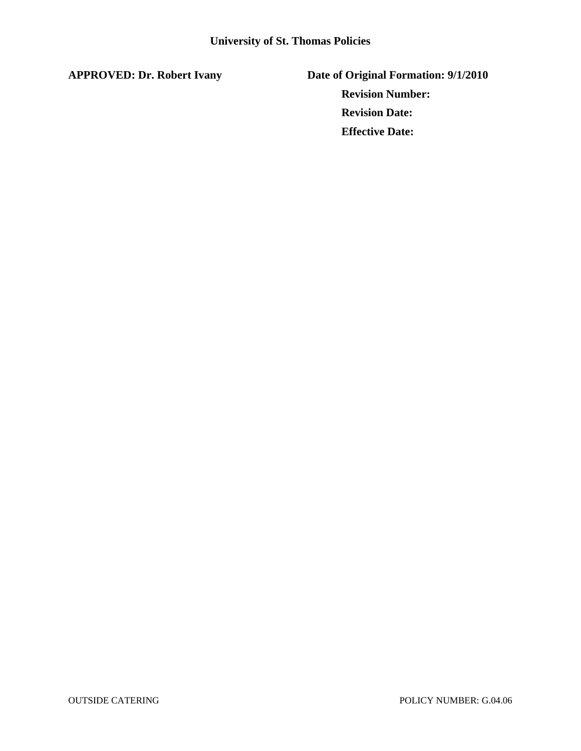**University of St. Thomas Policies**

**APPROVED: Dr. Robert Ivany**

**Date of Original Formation: 9/1/2010**

**Revision Number:**

**Revision Date:**

**Effective Date:**

OUTSIDE CATERING

POLICY NUMBER: G.04.06